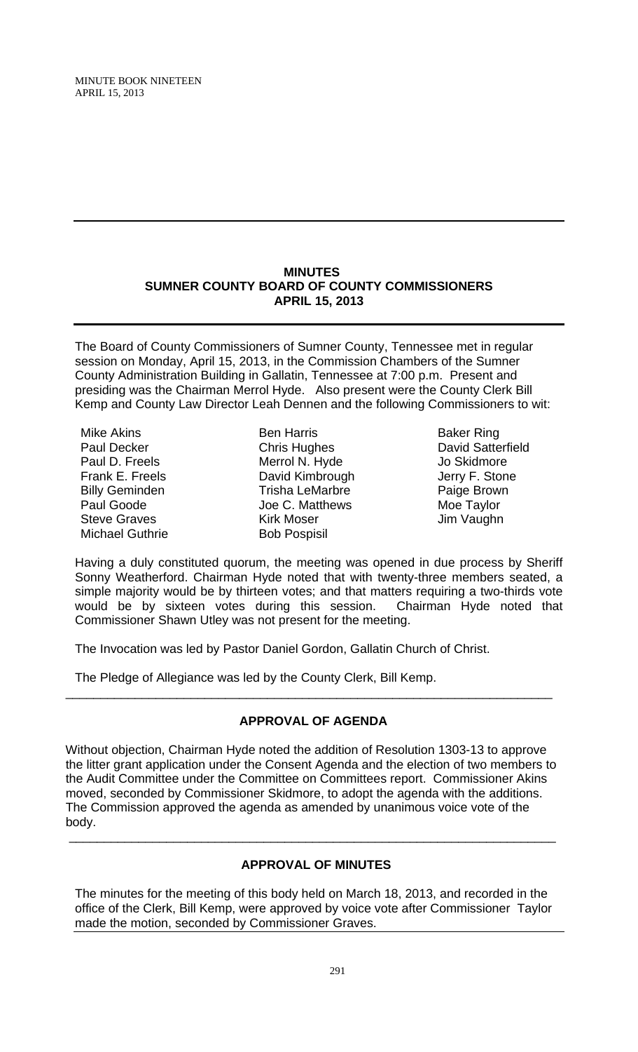## MINUTES
## SUMNER COUNTY BOARD OF COUNTY COMMISSIONERS
## APRIL 15, 2013

The Board of County Commissioners of Sumner County, Tennessee met in regular session on Monday, April 15, 2013, in the Commission Chambers of the Sumner County Administration Building in Gallatin, Tennessee at 7:00 p.m. Present and presiding was the Chairman Merrol Hyde. Also present were the County Clerk Bill Kemp and County Law Director Leah Dennen and the following Commissioners to wit:

| | | |
|---|---|---|
| Mike Akins | Ben Harris | Baker Ring |
| Paul Decker | Chris Hughes | David Satterfield |
| Paul D. Freels | Merrol N. Hyde | Jo Skidmore |
| Frank E. Freels | David Kimbrough | Jerry F. Stone |
| Billy Geminden | Trisha LeMarbre | Paige Brown |
| Paul Goode | Joe C. Matthews | Moe Taylor |
| Steve Graves | Kirk Moser | Jim Vaughn |
| Michael Guthrie | Bob Pospisil | |

Having a duly constituted quorum, the meeting was opened in due process by Sheriff Sonny Weatherford. Chairman Hyde noted that with twenty-three members seated, a simple majority would be by thirteen votes; and that matters requiring a two-thirds vote would be by sixteen votes during this session. Chairman Hyde noted that Commissioner Shawn Utley was not present for the meeting.

The Invocation was led by Pastor Daniel Gordon, Gallatin Church of Christ.

The Pledge of Allegiance was led by the County Clerk, Bill Kemp.

---

### APPROVAL OF AGENDA

Without objection, Chairman Hyde noted the addition of Resolution 1303-13 to approve the litter grant application under the Consent Agenda and the election of two members to the Audit Committee under the Committee on Committees report. Commissioner Akins moved, seconded by Commissioner Skidmore, to adopt the agenda with the additions. The Commission approved the agenda as amended by unanimous voice vote of the body.

---

### APPROVAL OF MINUTES

The minutes for the meeting of this body held on March 18, 2013, and recorded in the office of the Clerk, Bill Kemp, were approved by voice vote after Commissioner Taylor made the motion, seconded by Commissioner Graves.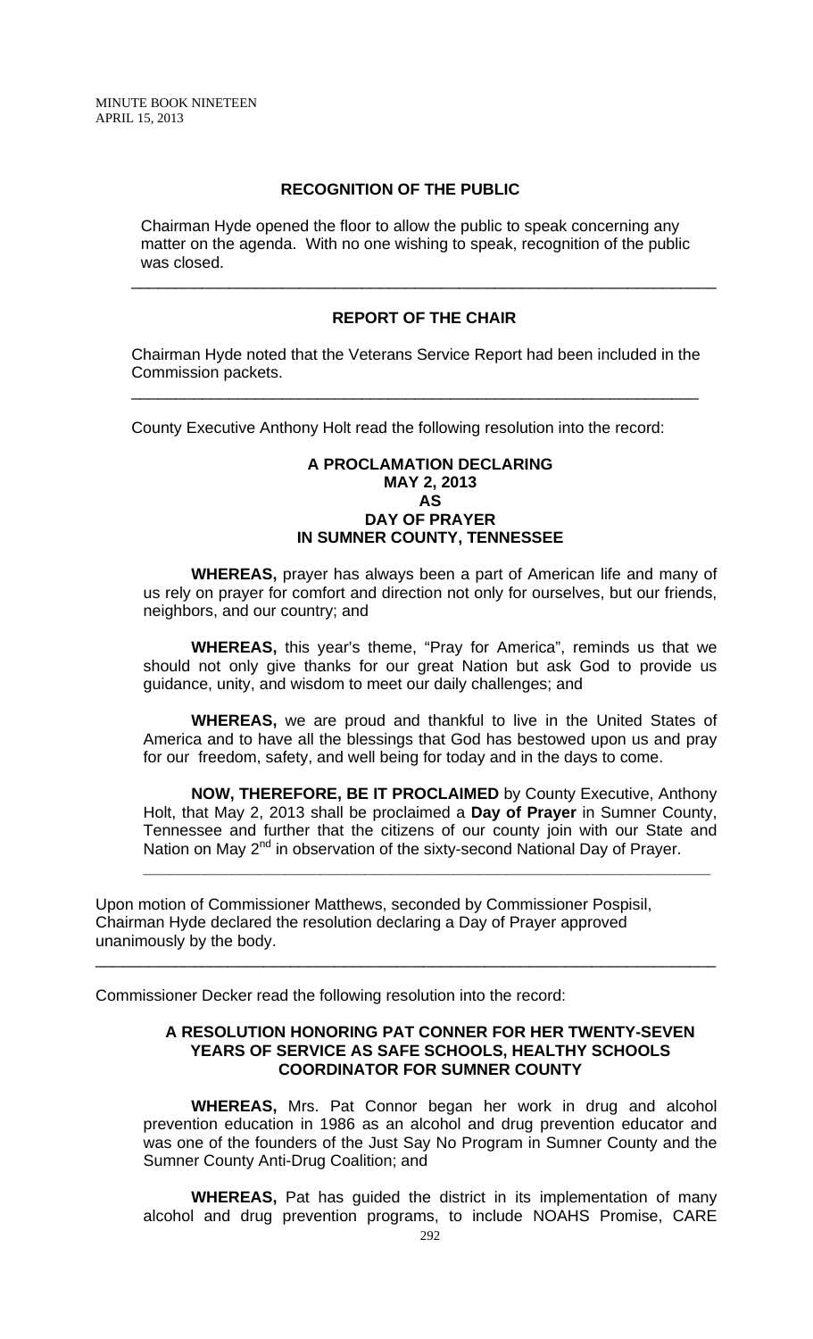## RECOGNITION OF THE PUBLIC

Chairman Hyde opened the floor to allow the public to speak concerning any matter on the agenda. With no one wishing to speak, recognition of the public was closed.

---

## REPORT OF THE CHAIR

Chairman Hyde noted that the Veterans Service Report had been included in the Commission packets.

---

County Executive Anthony Holt read the following resolution into the record:

### A PROCLAMATION DECLARING MAY 2, 2013 AS DAY OF PRAYER IN SUMNER COUNTY, TENNESSEE

**WHEREAS,** prayer has always been a part of American life and many of us rely on prayer for comfort and direction not only for ourselves, but our friends, neighbors, and our country; and

**WHEREAS,** this year's theme, "Pray for America", reminds us that we should not only give thanks for our great Nation but ask God to provide us guidance, unity, and wisdom to meet our daily challenges; and

**WHEREAS,** we are proud and thankful to live in the United States of America and to have all the blessings that God has bestowed upon us and pray for our freedom, safety, and well being for today and in the days to come.

**NOW, THEREFORE, BE IT PROCLAIMED** by County Executive, Anthony Holt, that May 2, 2013 shall be proclaimed a **Day of Prayer** in Sumner County, Tennessee and further that the citizens of our county join with our State and Nation on May 2nd in observation of the sixty-second National Day of Prayer.

---

Upon motion of Commissioner Matthews, seconded by Commissioner Pospisil, Chairman Hyde declared the resolution declaring a Day of Prayer approved unanimously by the body.

---

Commissioner Decker read the following resolution into the record:

### A RESOLUTION HONORING PAT CONNER FOR HER TWENTY-SEVEN YEARS OF SERVICE AS SAFE SCHOOLS, HEALTHY SCHOOLS COORDINATOR FOR SUMNER COUNTY

**WHEREAS,** Mrs. Pat Connor began her work in drug and alcohol prevention education in 1986 as an alcohol and drug prevention educator and was one of the founders of the Just Say No Program in Sumner County and the Sumner County Anti-Drug Coalition; and

**WHEREAS,** Pat has guided the district in its implementation of many alcohol and drug prevention programs, to include NOAHS Promise, CARE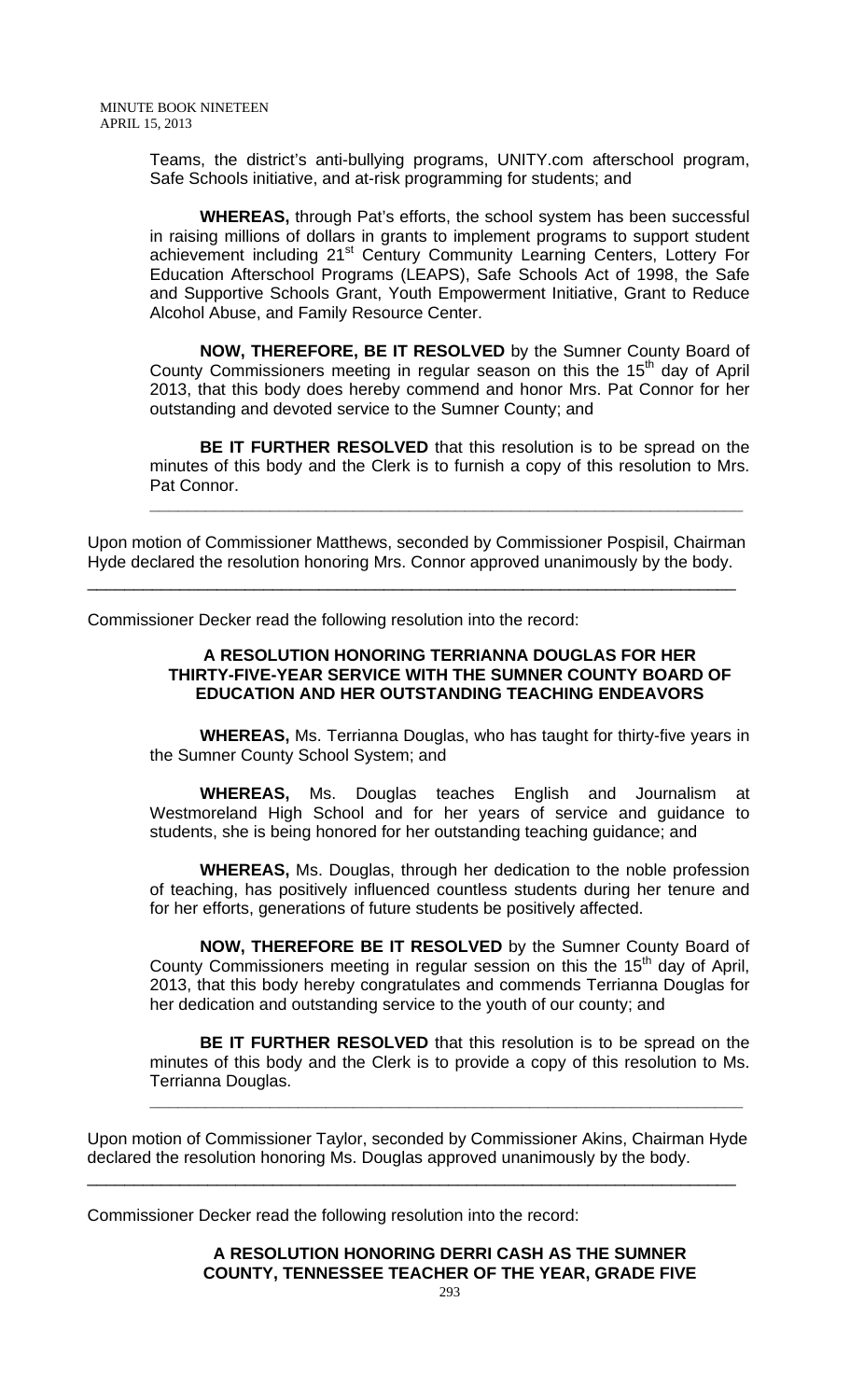Teams, the district's anti-bullying programs, UNITY.com afterschool program, Safe Schools initiative, and at-risk programming for students; and

**WHEREAS,** through Pat's efforts, the school system has been successful in raising millions of dollars in grants to implement programs to support student achievement including 21st Century Community Learning Centers, Lottery For Education Afterschool Programs (LEAPS), Safe Schools Act of 1998, the Safe and Supportive Schools Grant, Youth Empowerment Initiative, Grant to Reduce Alcohol Abuse, and Family Resource Center.

**NOW, THEREFORE, BE IT RESOLVED** by the Sumner County Board of County Commissioners meeting in regular season on this the 15th day of April 2013, that this body does hereby commend and honor Mrs. Pat Connor for her outstanding and devoted service to the Sumner County; and

**BE IT FURTHER RESOLVED** that this resolution is to be spread on the minutes of this body and the Clerk is to furnish a copy of this resolution to Mrs. Pat Connor.

---

Upon motion of Commissioner Matthews, seconded by Commissioner Pospisil, Chairman Hyde declared the resolution honoring Mrs. Connor approved unanimously by the body.

---

Commissioner Decker read the following resolution into the record:

**A RESOLUTION HONORING TERRIANNA DOUGLAS FOR HER THIRTY-FIVE-YEAR SERVICE WITH THE SUMNER COUNTY BOARD OF EDUCATION AND HER OUTSTANDING TEACHING ENDEAVORS**

**WHEREAS,** Ms. Terrianna Douglas, who has taught for thirty-five years in the Sumner County School System; and

**WHEREAS,** Ms. Douglas teaches English and Journalism at Westmoreland High School and for her years of service and guidance to students, she is being honored for her outstanding teaching guidance; and

**WHEREAS,** Ms. Douglas, through her dedication to the noble profession of teaching, has positively influenced countless students during her tenure and for her efforts, generations of future students be positively affected.

**NOW, THEREFORE BE IT RESOLVED** by the Sumner County Board of County Commissioners meeting in regular session on this the 15th day of April, 2013, that this body hereby congratulates and commends Terrianna Douglas for her dedication and outstanding service to the youth of our county; and

**BE IT FURTHER RESOLVED** that this resolution is to be spread on the minutes of this body and the Clerk is to provide a copy of this resolution to Ms. Terrianna Douglas.

---

Upon motion of Commissioner Taylor, seconded by Commissioner Akins, Chairman Hyde declared the resolution honoring Ms. Douglas approved unanimously by the body.

---

Commissioner Decker read the following resolution into the record:

**A RESOLUTION HONORING DERRI CASH AS THE SUMNER COUNTY, TENNESSEE TEACHER OF THE YEAR, GRADE FIVE**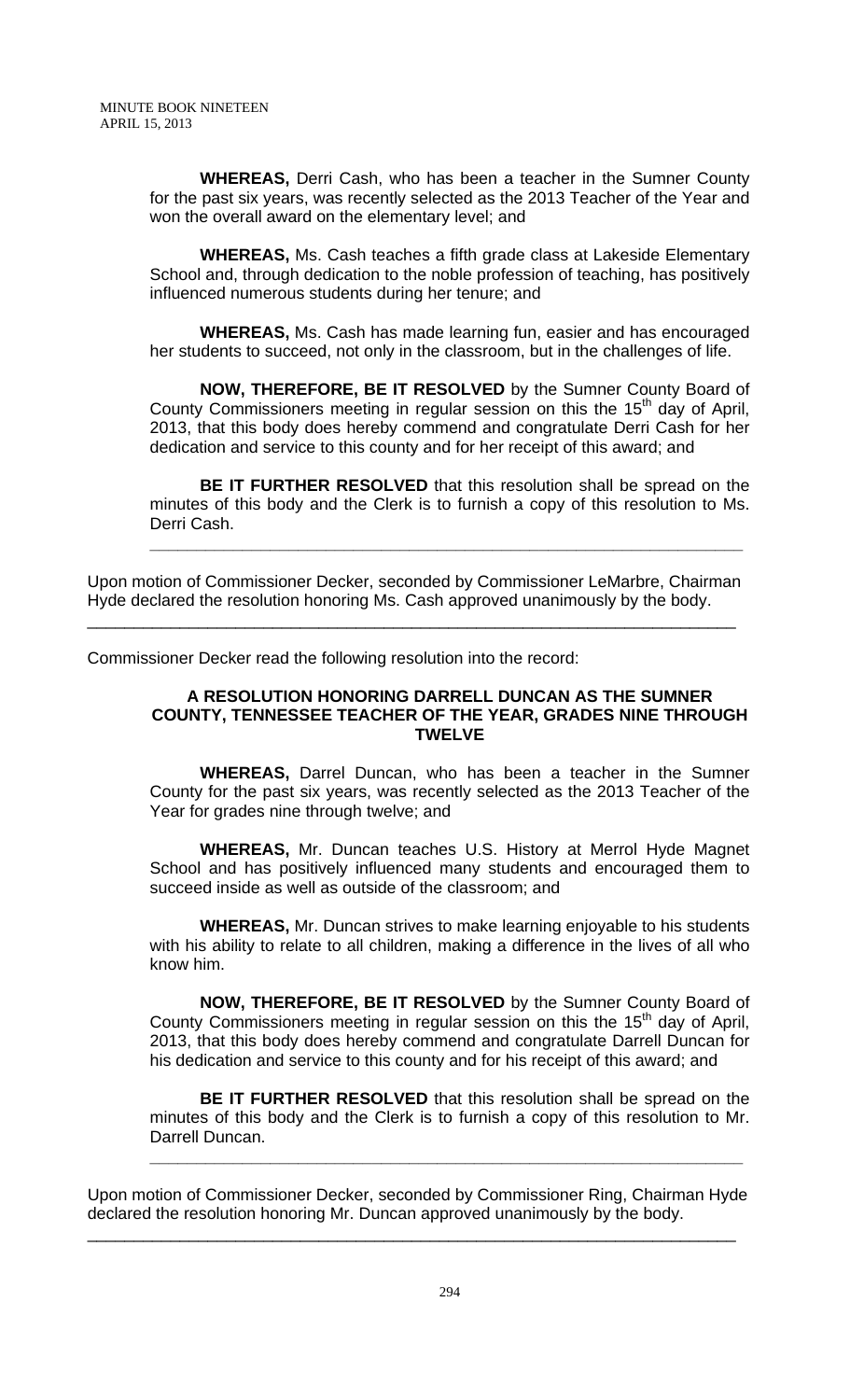**WHEREAS,** Derri Cash, who has been a teacher in the Sumner County for the past six years, was recently selected as the 2013 Teacher of the Year and won the overall award on the elementary level; and

**WHEREAS,** Ms. Cash teaches a fifth grade class at Lakeside Elementary School and, through dedication to the noble profession of teaching, has positively influenced numerous students during her tenure; and

**WHEREAS,** Ms. Cash has made learning fun, easier and has encouraged her students to succeed, not only in the classroom, but in the challenges of life.

**NOW, THEREFORE, BE IT RESOLVED** by the Sumner County Board of County Commissioners meeting in regular session on this the 15th day of April, 2013, that this body does hereby commend and congratulate Derri Cash for her dedication and service to this county and for her receipt of this award; and

**BE IT FURTHER RESOLVED** that this resolution shall be spread on the minutes of this body and the Clerk is to furnish a copy of this resolution to Ms. Derri Cash.

---

Upon motion of Commissioner Decker, seconded by Commissioner LeMarbre, Chairman Hyde declared the resolution honoring Ms. Cash approved unanimously by the body.

---

Commissioner Decker read the following resolution into the record:

**A RESOLUTION HONORING DARRELL DUNCAN AS THE SUMNER COUNTY, TENNESSEE TEACHER OF THE YEAR, GRADES NINE THROUGH TWELVE**

**WHEREAS,** Darrel Duncan, who has been a teacher in the Sumner County for the past six years, was recently selected as the 2013 Teacher of the Year for grades nine through twelve; and

**WHEREAS,** Mr. Duncan teaches U.S. History at Merrol Hyde Magnet School and has positively influenced many students and encouraged them to succeed inside as well as outside of the classroom; and

**WHEREAS,** Mr. Duncan strives to make learning enjoyable to his students with his ability to relate to all children, making a difference in the lives of all who know him.

**NOW, THEREFORE, BE IT RESOLVED** by the Sumner County Board of County Commissioners meeting in regular session on this the 15th day of April, 2013, that this body does hereby commend and congratulate Darrell Duncan for his dedication and service to this county and for his receipt of this award; and

**BE IT FURTHER RESOLVED** that this resolution shall be spread on the minutes of this body and the Clerk is to furnish a copy of this resolution to Mr. Darrell Duncan.

---

Upon motion of Commissioner Decker, seconded by Commissioner Ring, Chairman Hyde declared the resolution honoring Mr. Duncan approved unanimously by the body.

---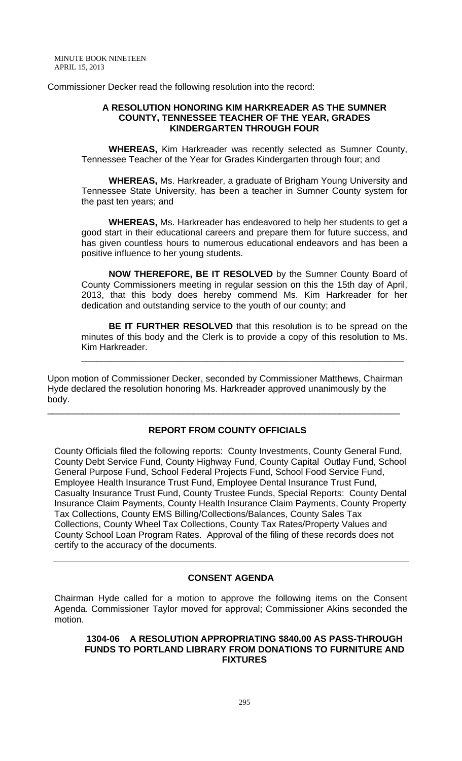Commissioner Decker read the following resolution into the record:

**A RESOLUTION HONORING KIM HARKREADER AS THE SUMNER COUNTY, TENNESSEE TEACHER OF THE YEAR, GRADES KINDERGARTEN THROUGH FOUR**

**WHEREAS,** Kim Harkreader was recently selected as Sumner County, Tennessee Teacher of the Year for Grades Kindergarten through four; and

**WHEREAS,** Ms. Harkreader, a graduate of Brigham Young University and Tennessee State University, has been a teacher in Sumner County system for the past ten years; and

**WHEREAS,** Ms. Harkreader has endeavored to help her students to get a good start in their educational careers and prepare them for future success, and has given countless hours to numerous educational endeavors and has been a positive influence to her young students.

**NOW THEREFORE, BE IT RESOLVED** by the Sumner County Board of County Commissioners meeting in regular session on this the 15th day of April, 2013, that this body does hereby commend Ms. Kim Harkreader for her dedication and outstanding service to the youth of our county; and

**BE IT FURTHER RESOLVED** that this resolution is to be spread on the minutes of this body and the Clerk is to provide a copy of this resolution to Ms. Kim Harkreader.

---

Upon motion of Commissioner Decker, seconded by Commissioner Matthews, Chairman Hyde declared the resolution honoring Ms. Harkreader approved unanimously by the body.

---

## REPORT FROM COUNTY OFFICIALS

County Officials filed the following reports: County Investments, County General Fund, County Debt Service Fund, County Highway Fund, County Capital Outlay Fund, School General Purpose Fund, School Federal Projects Fund, School Food Service Fund, Employee Health Insurance Trust Fund, Employee Dental Insurance Trust Fund, Casualty Insurance Trust Fund, County Trustee Funds, Special Reports: County Dental Insurance Claim Payments, County Health Insurance Claim Payments, County Property Tax Collections, County EMS Billing/Collections/Balances, County Sales Tax Collections, County Wheel Tax Collections, County Tax Rates/Property Values and County School Loan Program Rates. Approval of the filing of these records does not certify to the accuracy of the documents.

---

## CONSENT AGENDA

Chairman Hyde called for a motion to approve the following items on the Consent Agenda. Commissioner Taylor moved for approval; Commissioner Akins seconded the motion.

**1304-06 A RESOLUTION APPROPRIATING $840.00 AS PASS-THROUGH FUNDS TO PORTLAND LIBRARY FROM DONATIONS TO FURNITURE AND FIXTURES**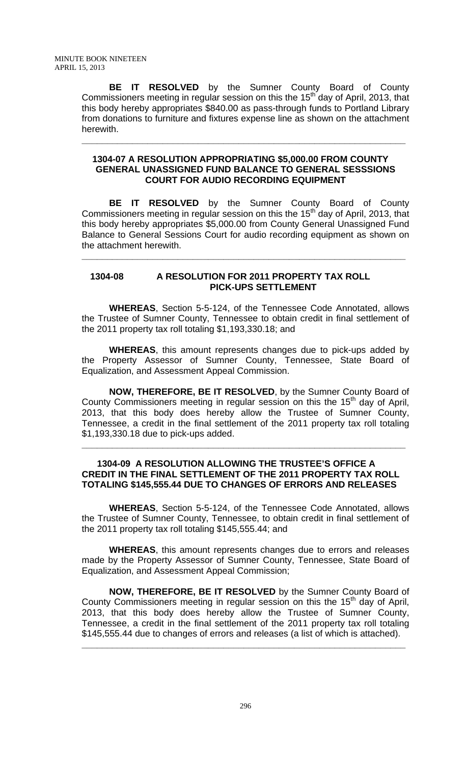**BE IT RESOLVED** by the Sumner County Board of County Commissioners meeting in regular session on this the 15th day of April, 2013, that this body hereby appropriates $840.00 as pass-through funds to Portland Library from donations to furniture and fixtures expense line as shown on the attachment herewith.

---

**1304-07 A RESOLUTION APPROPRIATING $5,000.00 FROM COUNTY GENERAL UNASSIGNED FUND BALANCE TO GENERAL SESSSIONS COURT FOR AUDIO RECORDING EQUIPMENT**

**BE IT RESOLVED** by the Sumner County Board of County Commissioners meeting in regular session on this the 15th day of April, 2013, that this body hereby appropriates $5,000.00 from County General Unassigned Fund Balance to General Sessions Court for audio recording equipment as shown on the attachment herewith.

---

**1304-08 A RESOLUTION FOR 2011 PROPERTY TAX ROLL PICK-UPS SETTLEMENT**

**WHEREAS**, Section 5-5-124, of the Tennessee Code Annotated, allows the Trustee of Sumner County, Tennessee to obtain credit in final settlement of the 2011 property tax roll totaling $1,193,330.18; and

**WHEREAS**, this amount represents changes due to pick-ups added by the Property Assessor of Sumner County, Tennessee, State Board of Equalization, and Assessment Appeal Commission.

**NOW, THEREFORE, BE IT RESOLVED**, by the Sumner County Board of County Commissioners meeting in regular session on this the 15th day of April, 2013, that this body does hereby allow the Trustee of Sumner County, Tennessee, a credit in the final settlement of the 2011 property tax roll totaling $1,193,330.18 due to pick-ups added.

---

**1304-09 A RESOLUTION ALLOWING THE TRUSTEE'S OFFICE A CREDIT IN THE FINAL SETTLEMENT OF THE 2011 PROPERTY TAX ROLL TOTALING $145,555.44 DUE TO CHANGES OF ERRORS AND RELEASES**

**WHEREAS**, Section 5-5-124, of the Tennessee Code Annotated, allows the Trustee of Sumner County, Tennessee, to obtain credit in final settlement of the 2011 property tax roll totaling $145,555.44; and

**WHEREAS**, this amount represents changes due to errors and releases made by the Property Assessor of Sumner County, Tennessee, State Board of Equalization, and Assessment Appeal Commission;

**NOW, THEREFORE, BE IT RESOLVED** by the Sumner County Board of County Commissioners meeting in regular session on this the 15th day of April, 2013, that this body does hereby allow the Trustee of Sumner County, Tennessee, a credit in the final settlement of the 2011 property tax roll totaling $145,555.44 due to changes of errors and releases (a list of which is attached).

---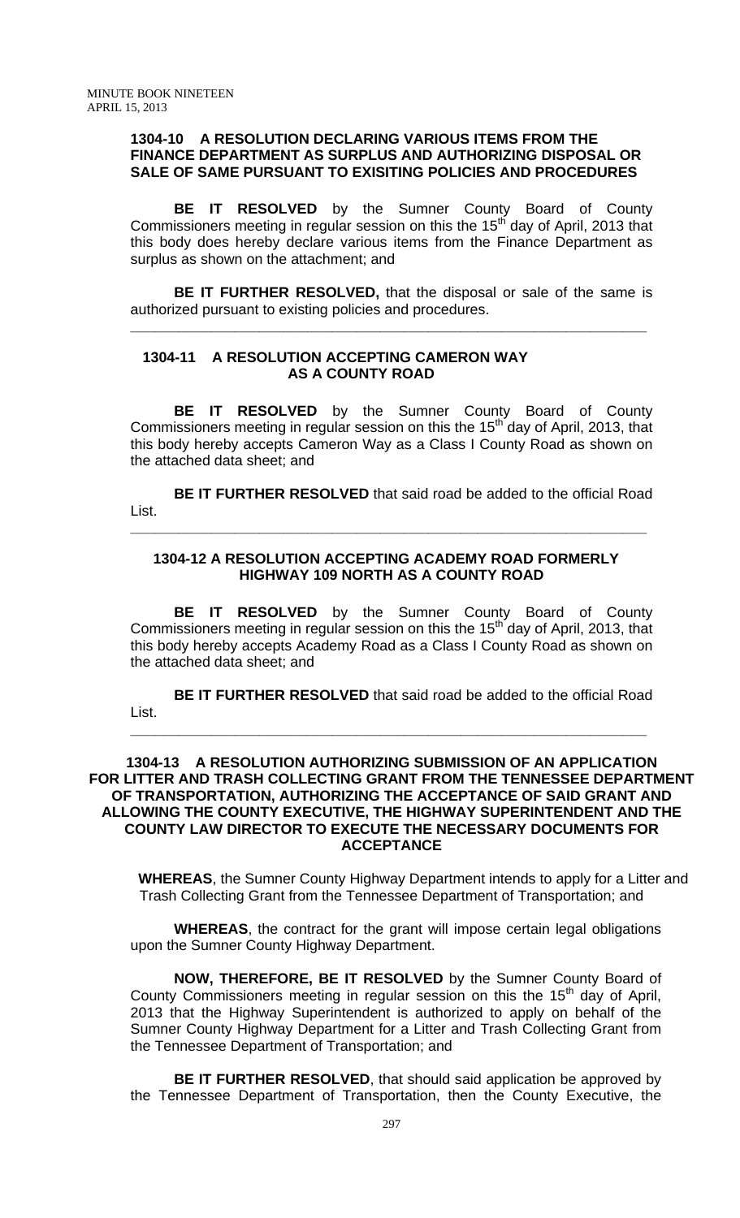### 1304-10 A RESOLUTION DECLARING VARIOUS ITEMS FROM THE FINANCE DEPARTMENT AS SURPLUS AND AUTHORIZING DISPOSAL OR SALE OF SAME PURSUANT TO EXISITING POLICIES AND PROCEDURES

**BE IT RESOLVED** by the Sumner County Board of County Commissioners meeting in regular session on this the 15th day of April, 2013 that this body does hereby declare various items from the Finance Department as surplus as shown on the attachment; and

**BE IT FURTHER RESOLVED,** that the disposal or sale of the same is authorized pursuant to existing policies and procedures.

---

### 1304-11 A RESOLUTION ACCEPTING CAMERON WAY AS A COUNTY ROAD

**BE IT RESOLVED** by the Sumner County Board of County Commissioners meeting in regular session on this the 15th day of April, 2013, that this body hereby accepts Cameron Way as a Class I County Road as shown on the attached data sheet; and

**BE IT FURTHER RESOLVED** that said road be added to the official Road List.

---

### 1304-12 A RESOLUTION ACCEPTING ACADEMY ROAD FORMERLY HIGHWAY 109 NORTH AS A COUNTY ROAD

**BE IT RESOLVED** by the Sumner County Board of County Commissioners meeting in regular session on this the 15th day of April, 2013, that this body hereby accepts Academy Road as a Class I County Road as shown on the attached data sheet; and

**BE IT FURTHER RESOLVED** that said road be added to the official Road List.

---

### 1304-13 A RESOLUTION AUTHORIZING SUBMISSION OF AN APPLICATION FOR LITTER AND TRASH COLLECTING GRANT FROM THE TENNESSEE DEPARTMENT OF TRANSPORTATION, AUTHORIZING THE ACCEPTANCE OF SAID GRANT AND ALLOWING THE COUNTY EXECUTIVE, THE HIGHWAY SUPERINTENDENT AND THE COUNTY LAW DIRECTOR TO EXECUTE THE NECESSARY DOCUMENTS FOR ACCEPTANCE

**WHEREAS**, the Sumner County Highway Department intends to apply for a Litter and Trash Collecting Grant from the Tennessee Department of Transportation; and

**WHEREAS**, the contract for the grant will impose certain legal obligations upon the Sumner County Highway Department.

**NOW, THEREFORE, BE IT RESOLVED** by the Sumner County Board of County Commissioners meeting in regular session on this the 15th day of April, 2013 that the Highway Superintendent is authorized to apply on behalf of the Sumner County Highway Department for a Litter and Trash Collecting Grant from the Tennessee Department of Transportation; and

**BE IT FURTHER RESOLVED**, that should said application be approved by the Tennessee Department of Transportation, then the County Executive, the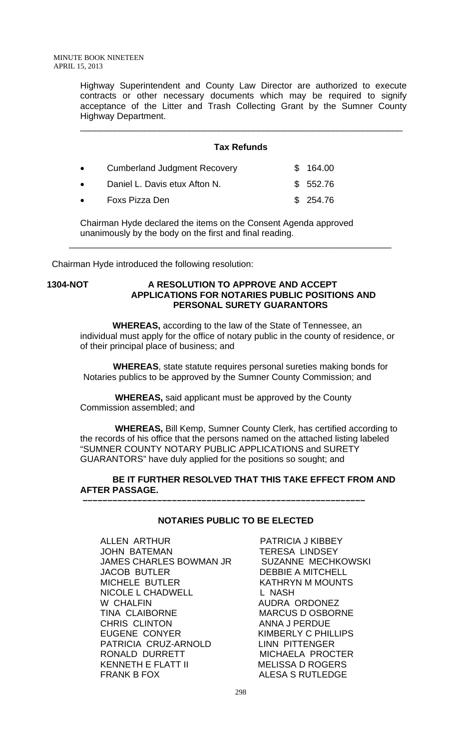Highway Superintendent and County Law Director are authorized to execute contracts or other necessary documents which may be required to signify acceptance of the Litter and Trash Collecting Grant by the Sumner County Highway Department.

---

**Tax Refunds**

- Cumberland Judgment Recovery $ 164.00
- Daniel L. Davis etux Afton N. $ 552.76
- Foxs Pizza Den $ 254.76

Chairman Hyde declared the items on the Consent Agenda approved unanimously by the body on the first and final reading.

---

Chairman Hyde introduced the following resolution:

**1304-NOT A RESOLUTION TO APPROVE AND ACCEPT APPLICATIONS FOR NOTARIES PUBLIC POSITIONS AND PERSONAL SURETY GUARANTORS**

**WHEREAS,** according to the law of the State of Tennessee, an individual must apply for the office of notary public in the county of residence, or of their principal place of business; and

**WHEREAS**, state statute requires personal sureties making bonds for Notaries publics to be approved by the Sumner County Commission; and

**WHEREAS,** said applicant must be approved by the County Commission assembled; and

**WHEREAS,** Bill Kemp, Sumner County Clerk, has certified according to the records of his office that the persons named on the attached listing labeled "SUMNER COUNTY NOTARY PUBLIC APPLICATIONS and SURETY GUARANTORS" have duly applied for the positions so sought; and

**BE IT FURTHER RESOLVED THAT THIS TAKE EFFECT FROM AND AFTER PASSAGE.**

---

**NOTARIES PUBLIC TO BE ELECTED**

ALLEN ARTHUR
JOHN BATEMAN
JAMES CHARLES BOWMAN JR
JACOB BUTLER
MICHELE BUTLER
NICOLE L CHADWELL
W CHALFIN
TINA CLAIBORNE
CHRIS CLINTON
EUGENE CONYER
PATRICIA CRUZ-ARNOLD
RONALD DURRETT
KENNETH E FLATT II
FRANK B FOX
PATRICIA J KIBBEY
TERESA LINDSEY
SUZANNE MECHKOWSKI
DEBBIE A MITCHELL
KATHRYN M MOUNTS
L NASH
AUDRA ORDONEZ
MARCUS D OSBORNE
ANNA J PERDUE
KIMBERLY C PHILLIPS
LINN PITTENGER
MICHAELA PROCTER
MELISSA D ROGERS
ALESA S RUTLEDGE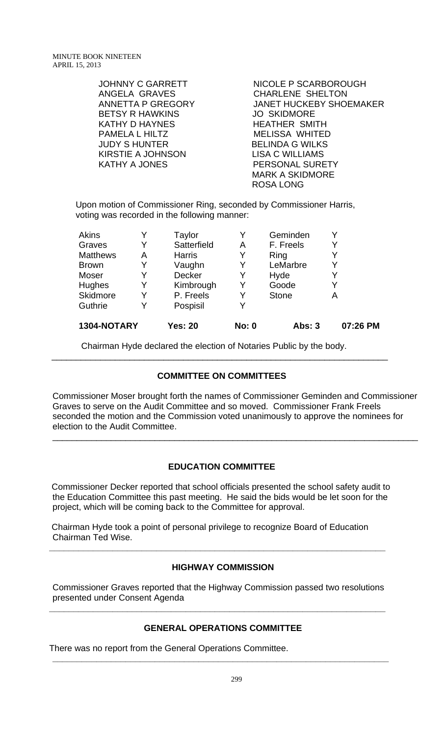JOHNNY C GARRETT
ANGELA GRAVES
ANNETTA P GREGORY
BETSY R HAWKINS
KATHY D HAYNES
PAMELA L HILTZ
JUDY S HUNTER
KIRSTIE A JOHNSON
KATHY A JONES

NICOLE P SCARBOROUGH
CHARLENE SHELTON
JANET HUCKEBY SHOEMAKER
JO SKIDMORE
HEATHER SMITH
MELISSA WHITED
BELINDA G WILKS
LISA C WILLIAMS
PERSONAL SURETY
MARK A SKIDMORE
ROSA LONG

Upon motion of Commissioner Ring, seconded by Commissioner Harris, voting was recorded in the following manner:

| | | | | | |
|---|---|---|---|---|---|
| Akins | Y | Taylor | Y | Geminden | Y |
| Graves | Y | Satterfield | A | F. Freels | Y |
| Matthews | A | Harris | Y | Ring | Y |
| Brown | Y | Vaughn | Y | LeMarbre | Y |
| Moser | Y | Decker | Y | Hyde | Y |
| Hughes | Y | Kimbrough | Y | Goode | Y |
| Skidmore | Y | P. Freels | Y | Stone | A |
| Guthrie | Y | Pospisil | Y | | |

**1304-NOTARY** **Yes: 20** **No: 0** **Abs: 3** **07:26 PM**

Chairman Hyde declared the election of Notaries Public by the body.

---

## COMMITTEE ON COMMITTEES

Commissioner Moser brought forth the names of Commissioner Geminden and Commissioner Graves to serve on the Audit Committee and so moved. Commissioner Frank Freels seconded the motion and the Commission voted unanimously to approve the nominees for election to the Audit Committee.

---

## EDUCATION COMMITTEE

Commissioner Decker reported that school officials presented the school safety audit to the Education Committee this past meeting. He said the bids would be let soon for the project, which will be coming back to the Committee for approval.

Chairman Hyde took a point of personal privilege to recognize Board of Education Chairman Ted Wise.

---

## HIGHWAY COMMISSION

Commissioner Graves reported that the Highway Commission passed two resolutions presented under Consent Agenda

---

## GENERAL OPERATIONS COMMITTEE

There was no report from the General Operations Committee.

---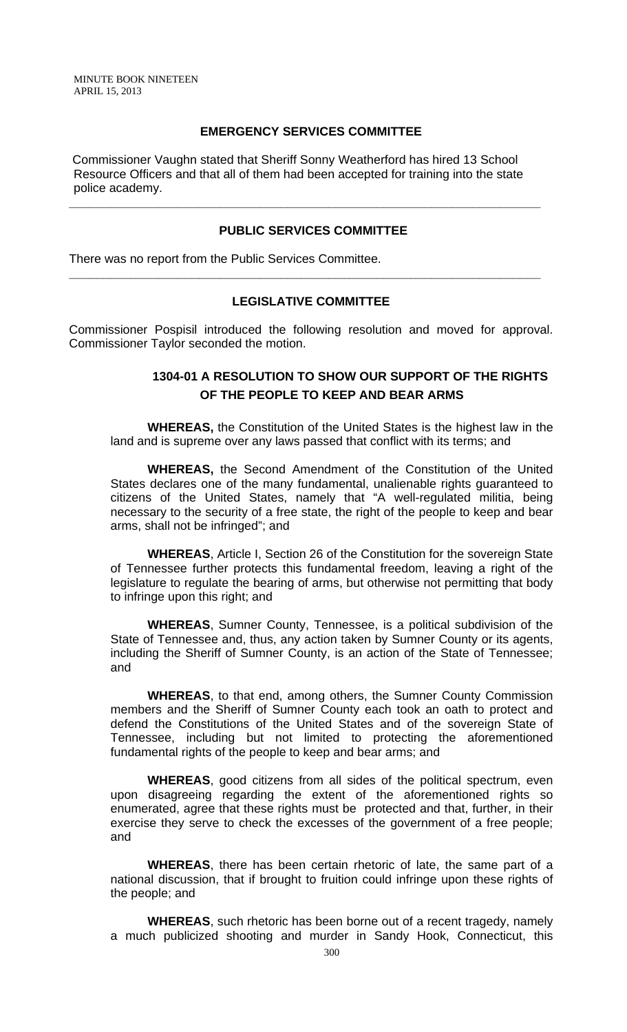## EMERGENCY SERVICES COMMITTEE

Commissioner Vaughn stated that Sheriff Sonny Weatherford has hired 13 School Resource Officers and that all of them had been accepted for training into the state police academy.

---

## PUBLIC SERVICES COMMITTEE

There was no report from the Public Services Committee.

---

## LEGISLATIVE COMMITTEE

Commissioner Pospisil introduced the following resolution and moved for approval. Commissioner Taylor seconded the motion.

### 1304-01 A RESOLUTION TO SHOW OUR SUPPORT OF THE RIGHTS OF THE PEOPLE TO KEEP AND BEAR ARMS

**WHEREAS,** the Constitution of the United States is the highest law in the land and is supreme over any laws passed that conflict with its terms; and

**WHEREAS,** the Second Amendment of the Constitution of the United States declares one of the many fundamental, unalienable rights guaranteed to citizens of the United States, namely that "A well-regulated militia, being necessary to the security of a free state, the right of the people to keep and bear arms, shall not be infringed"; and

**WHEREAS**, Article I, Section 26 of the Constitution for the sovereign State of Tennessee further protects this fundamental freedom, leaving a right of the legislature to regulate the bearing of arms, but otherwise not permitting that body to infringe upon this right; and

**WHEREAS**, Sumner County, Tennessee, is a political subdivision of the State of Tennessee and, thus, any action taken by Sumner County or its agents, including the Sheriff of Sumner County, is an action of the State of Tennessee; and

**WHEREAS**, to that end, among others, the Sumner County Commission members and the Sheriff of Sumner County each took an oath to protect and defend the Constitutions of the United States and of the sovereign State of Tennessee, including but not limited to protecting the aforementioned fundamental rights of the people to keep and bear arms; and

**WHEREAS**, good citizens from all sides of the political spectrum, even upon disagreeing regarding the extent of the aforementioned rights so enumerated, agree that these rights must be protected and that, further, in their exercise they serve to check the excesses of the government of a free people; and

**WHEREAS**, there has been certain rhetoric of late, the same part of a national discussion, that if brought to fruition could infringe upon these rights of the people; and

**WHEREAS**, such rhetoric has been borne out of a recent tragedy, namely a much publicized shooting and murder in Sandy Hook, Connecticut, this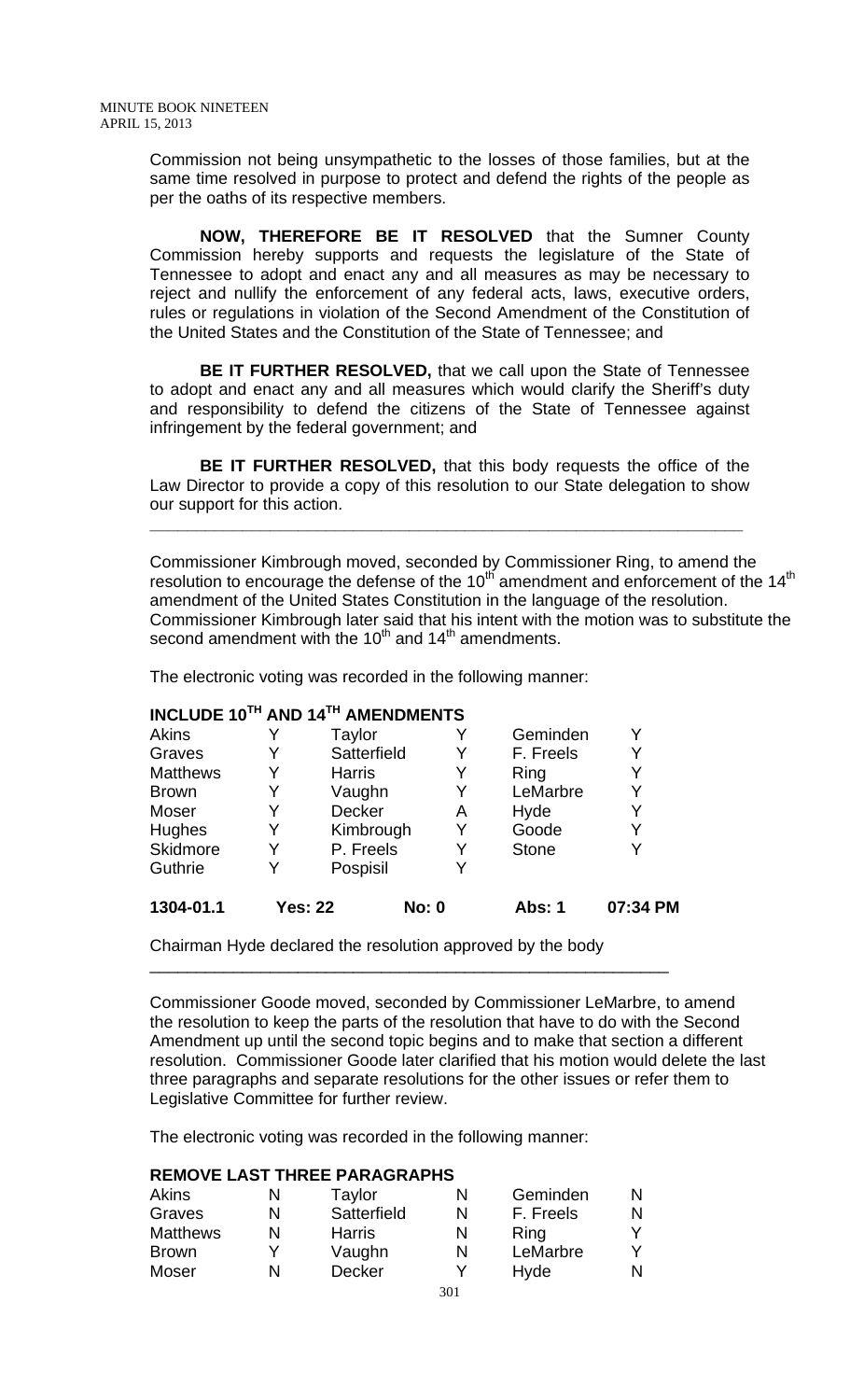Commission not being unsympathetic to the losses of those families, but at the same time resolved in purpose to protect and defend the rights of the people as per the oaths of its respective members.

**NOW, THEREFORE BE IT RESOLVED** that the Sumner County Commission hereby supports and requests the legislature of the State of Tennessee to adopt and enact any and all measures as may be necessary to reject and nullify the enforcement of any federal acts, laws, executive orders, rules or regulations in violation of the Second Amendment of the Constitution of the United States and the Constitution of the State of Tennessee; and

**BE IT FURTHER RESOLVED,** that we call upon the State of Tennessee to adopt and enact any and all measures which would clarify the Sheriff's duty and responsibility to defend the citizens of the State of Tennessee against infringement by the federal government; and

**BE IT FURTHER RESOLVED,** that this body requests the office of the Law Director to provide a copy of this resolution to our State delegation to show our support for this action.

---

Commissioner Kimbrough moved, seconded by Commissioner Ring, to amend the resolution to encourage the defense of the 10th amendment and enforcement of the 14th amendment of the United States Constitution in the language of the resolution. Commissioner Kimbrough later said that his intent with the motion was to substitute the second amendment with the 10th and 14th amendments.

The electronic voting was recorded in the following manner:

**INCLUDE 10TH AND 14TH AMENDMENTS**

| | | | | | |
|---|---|---|---|---|---|
| Akins | Y | Taylor | Y | Geminden | Y |
| Graves | Y | Satterfield | Y | F. Freels | Y |
| Matthews | Y | Harris | Y | Ring | Y |
| Brown | Y | Vaughn | Y | LeMarbre | Y |
| Moser | Y | Decker | A | Hyde | Y |
| Hughes | Y | Kimbrough | Y | Goode | Y |
| Skidmore | Y | P. Freels | Y | Stone | Y |
| Guthrie | Y | Pospisil | Y | | |
| **1304-01.1** | **Yes: 22** | | **No: 0** | **Abs: 1** | **07:34 PM** |

Chairman Hyde declared the resolution approved by the body

---

Commissioner Goode moved, seconded by Commissioner LeMarbre, to amend the resolution to keep the parts of the resolution that have to do with the Second Amendment up until the second topic begins and to make that section a different resolution. Commissioner Goode later clarified that his motion would delete the last three paragraphs and separate resolutions for the other issues or refer them to Legislative Committee for further review.

The electronic voting was recorded in the following manner:

**REMOVE LAST THREE PARAGRAPHS**

| | | | | | |
|---|---|---|---|---|---|
| Akins | N | Taylor | N | Geminden | N |
| Graves | N | Satterfield | N | F. Freels | N |
| Matthews | N | Harris | N | Ring | Y |
| Brown | Y | Vaughn | N | LeMarbre | Y |
| Moser | N | Decker | Y | Hyde | N |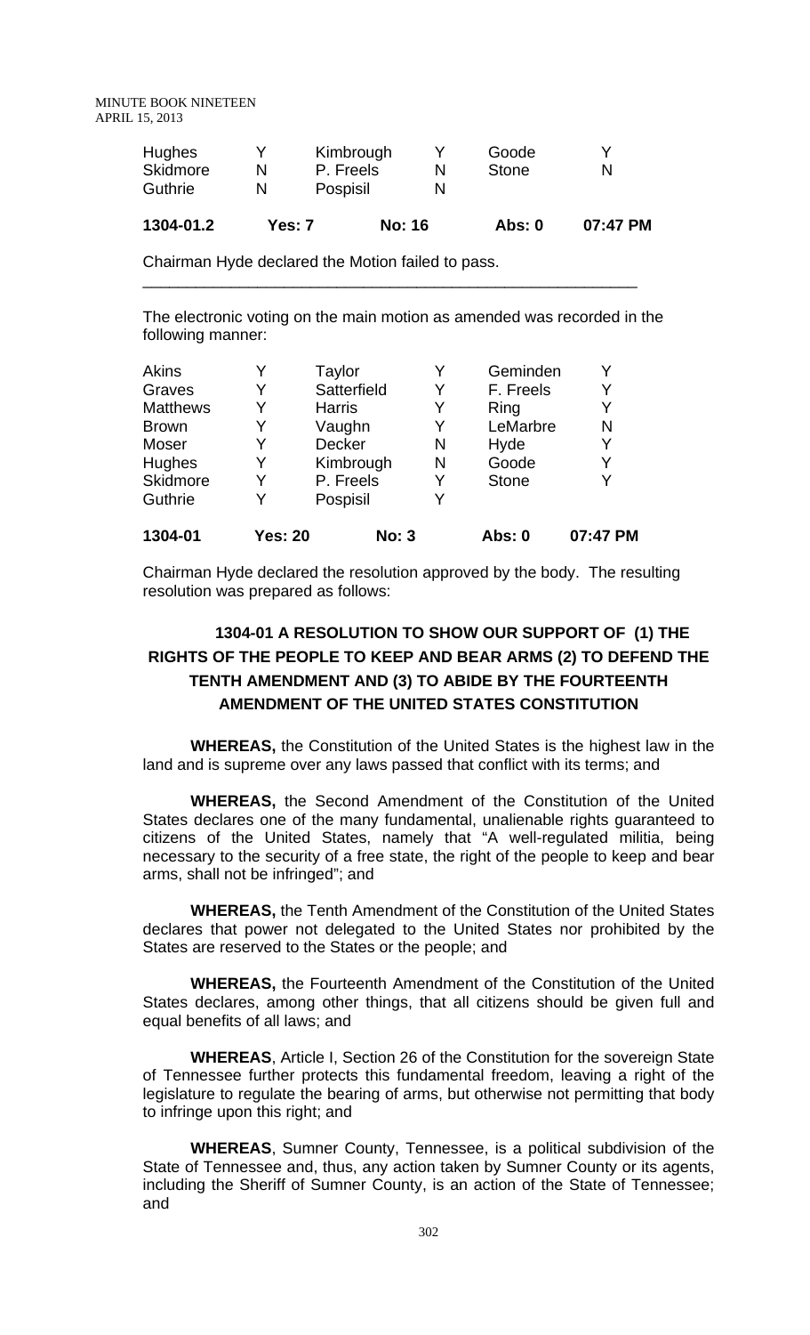| Hughes | Y | Kimbrough | Y | Goode | Y |
|---|---|---|---|---|---|
| Skidmore | N | P. Freels | N | Stone | N |
| Guthrie | N | Pospisil | N | | |
| **1304-01.2** | **Yes: 7** | | **No: 16** | **Abs: 0** | **07:47 PM** |

Chairman Hyde declared the Motion failed to pass.

---

The electronic voting on the main motion as amended was recorded in the following manner:

| Akins | Y | Taylor | Y | Geminden | Y |
|---|---|---|---|---|---|
| Graves | Y | Satterfield | Y | F. Freels | Y |
| Matthews | Y | Harris | Y | Ring | Y |
| Brown | Y | Vaughn | Y | LeMarbre | N |
| Moser | Y | Decker | N | Hyde | Y |
| Hughes | Y | Kimbrough | N | Goode | Y |
| Skidmore | Y | P. Freels | Y | Stone | Y |
| Guthrie | Y | Pospisil | Y | | |
| **1304-01** | **Yes: 20** | | **No: 3** | **Abs: 0** | **07:47 PM** |

Chairman Hyde declared the resolution approved by the body. The resulting resolution was prepared as follows:

## 1304-01 A RESOLUTION TO SHOW OUR SUPPORT OF (1) THE RIGHTS OF THE PEOPLE TO KEEP AND BEAR ARMS (2) TO DEFEND THE TENTH AMENDMENT AND (3) TO ABIDE BY THE FOURTEENTH AMENDMENT OF THE UNITED STATES CONSTITUTION

**WHEREAS,** the Constitution of the United States is the highest law in the land and is supreme over any laws passed that conflict with its terms; and

**WHEREAS,** the Second Amendment of the Constitution of the United States declares one of the many fundamental, unalienable rights guaranteed to citizens of the United States, namely that "A well-regulated militia, being necessary to the security of a free state, the right of the people to keep and bear arms, shall not be infringed"; and

**WHEREAS,** the Tenth Amendment of the Constitution of the United States declares that power not delegated to the United States nor prohibited by the States are reserved to the States or the people; and

**WHEREAS,** the Fourteenth Amendment of the Constitution of the United States declares, among other things, that all citizens should be given full and equal benefits of all laws; and

**WHEREAS**, Article I, Section 26 of the Constitution for the sovereign State of Tennessee further protects this fundamental freedom, leaving a right of the legislature to regulate the bearing of arms, but otherwise not permitting that body to infringe upon this right; and

**WHEREAS**, Sumner County, Tennessee, is a political subdivision of the State of Tennessee and, thus, any action taken by Sumner County or its agents, including the Sheriff of Sumner County, is an action of the State of Tennessee; and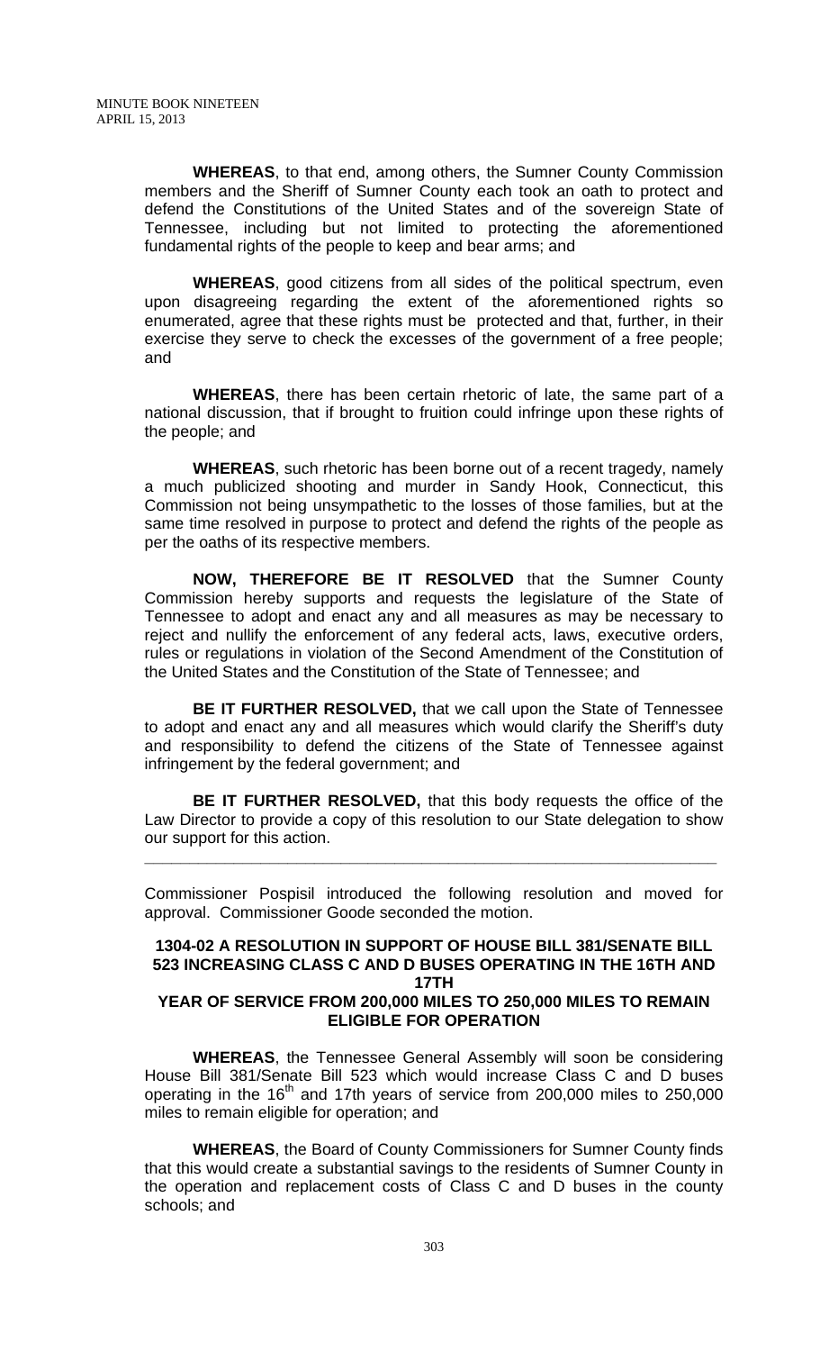**WHEREAS**, to that end, among others, the Sumner County Commission members and the Sheriff of Sumner County each took an oath to protect and defend the Constitutions of the United States and of the sovereign State of Tennessee, including but not limited to protecting the aforementioned fundamental rights of the people to keep and bear arms; and

**WHEREAS**, good citizens from all sides of the political spectrum, even upon disagreeing regarding the extent of the aforementioned rights so enumerated, agree that these rights must be protected and that, further, in their exercise they serve to check the excesses of the government of a free people; and

**WHEREAS**, there has been certain rhetoric of late, the same part of a national discussion, that if brought to fruition could infringe upon these rights of the people; and

**WHEREAS**, such rhetoric has been borne out of a recent tragedy, namely a much publicized shooting and murder in Sandy Hook, Connecticut, this Commission not being unsympathetic to the losses of those families, but at the same time resolved in purpose to protect and defend the rights of the people as per the oaths of its respective members.

**NOW, THEREFORE BE IT RESOLVED** that the Sumner County Commission hereby supports and requests the legislature of the State of Tennessee to adopt and enact any and all measures as may be necessary to reject and nullify the enforcement of any federal acts, laws, executive orders, rules or regulations in violation of the Second Amendment of the Constitution of the United States and the Constitution of the State of Tennessee; and

**BE IT FURTHER RESOLVED,** that we call upon the State of Tennessee to adopt and enact any and all measures which would clarify the Sheriff's duty and responsibility to defend the citizens of the State of Tennessee against infringement by the federal government; and

**BE IT FURTHER RESOLVED,** that this body requests the office of the Law Director to provide a copy of this resolution to our State delegation to show our support for this action.

---

Commissioner Pospisil introduced the following resolution and moved for approval. Commissioner Goode seconded the motion.

**1304-02 A RESOLUTION IN SUPPORT OF HOUSE BILL 381/SENATE BILL 523 INCREASING CLASS C AND D BUSES OPERATING IN THE 16TH AND 17TH YEAR OF SERVICE FROM 200,000 MILES TO 250,000 MILES TO REMAIN ELIGIBLE FOR OPERATION**

**WHEREAS**, the Tennessee General Assembly will soon be considering House Bill 381/Senate Bill 523 which would increase Class C and D buses operating in the 16th and 17th years of service from 200,000 miles to 250,000 miles to remain eligible for operation; and

**WHEREAS**, the Board of County Commissioners for Sumner County finds that this would create a substantial savings to the residents of Sumner County in the operation and replacement costs of Class C and D buses in the county schools; and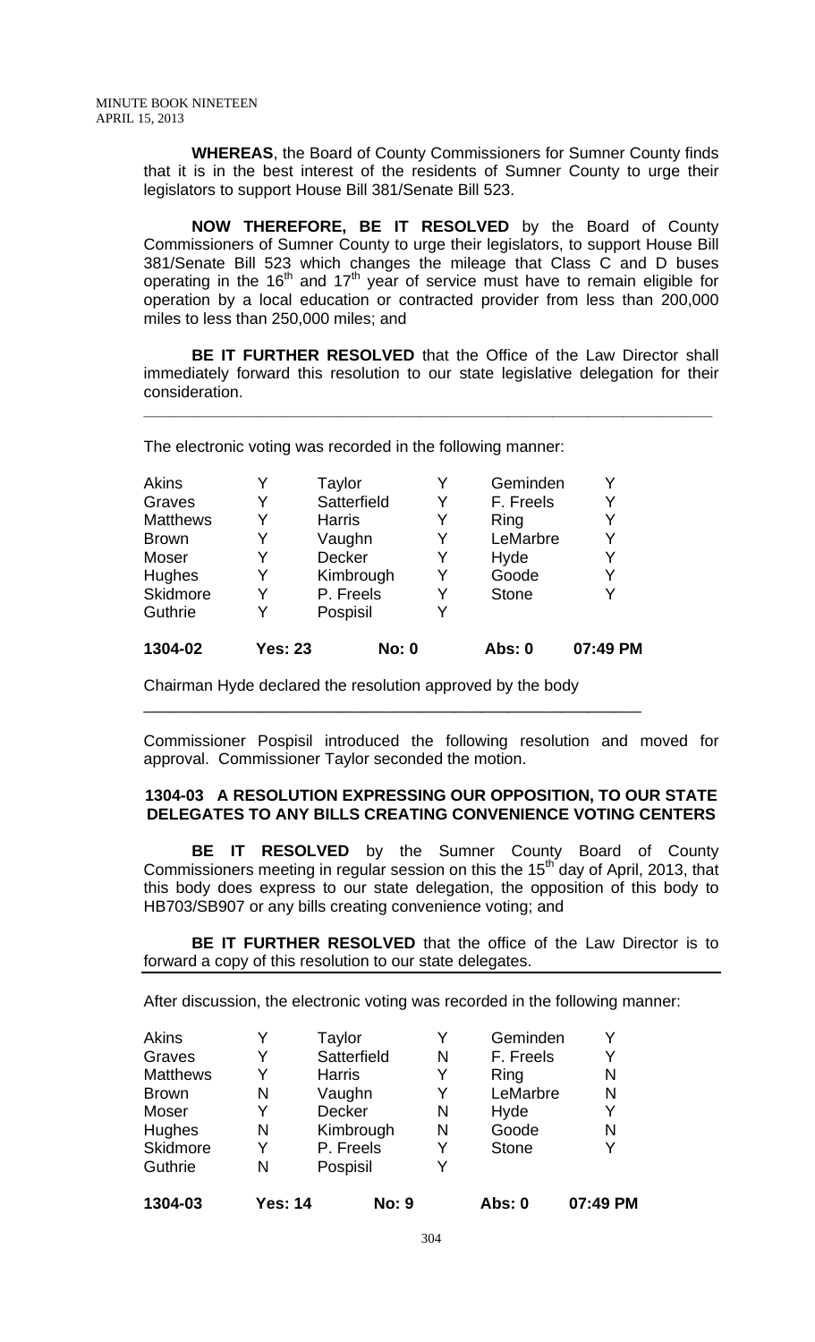**WHEREAS**, the Board of County Commissioners for Sumner County finds that it is in the best interest of the residents of Sumner County to urge their legislators to support House Bill 381/Senate Bill 523.

**NOW THEREFORE, BE IT RESOLVED** by the Board of County Commissioners of Sumner County to urge their legislators, to support House Bill 381/Senate Bill 523 which changes the mileage that Class C and D buses operating in the 16th and 17th year of service must have to remain eligible for operation by a local education or contracted provider from less than 200,000 miles to less than 250,000 miles; and

**BE IT FURTHER RESOLVED** that the Office of the Law Director shall immediately forward this resolution to our state legislative delegation for their consideration.

---

The electronic voting was recorded in the following manner:

| | | | | | |
|---|---|---|---|---|---|
| Akins | Y | Taylor | Y | Geminden | Y |
| Graves | Y | Satterfield | Y | F. Freels | Y |
| Matthews | Y | Harris | Y | Ring | Y |
| Brown | Y | Vaughn | Y | LeMarbre | Y |
| Moser | Y | Decker | Y | Hyde | Y |
| Hughes | Y | Kimbrough | Y | Goode | Y |
| Skidmore | Y | P. Freels | Y | Stone | Y |
| Guthrie | Y | Pospisil | Y | | |

**1304-02 Yes: 23 No: 0 Abs: 0 07:49 PM**

Chairman Hyde declared the resolution approved by the body

---

Commissioner Pospisil introduced the following resolution and moved for approval. Commissioner Taylor seconded the motion.

**1304-03 A RESOLUTION EXPRESSING OUR OPPOSITION, TO OUR STATE DELEGATES TO ANY BILLS CREATING CONVENIENCE VOTING CENTERS**

**BE IT RESOLVED** by the Sumner County Board of County Commissioners meeting in regular session on this the 15th day of April, 2013, that this body does express to our state delegation, the opposition of this body to HB703/SB907 or any bills creating convenience voting; and

**BE IT FURTHER RESOLVED** that the office of the Law Director is to forward a copy of this resolution to our state delegates.

After discussion, the electronic voting was recorded in the following manner:

| | | | | | |
|---|---|---|---|---|---|
| Akins | Y | Taylor | Y | Geminden | Y |
| Graves | Y | Satterfield | N | F. Freels | Y |
| Matthews | Y | Harris | Y | Ring | N |
| Brown | N | Vaughn | Y | LeMarbre | N |
| Moser | Y | Decker | N | Hyde | Y |
| Hughes | N | Kimbrough | N | Goode | N |
| Skidmore | Y | P. Freels | Y | Stone | Y |
| Guthrie | N | Pospisil | Y | | |

**1304-03 Yes: 14 No: 9 Abs: 0 07:49 PM**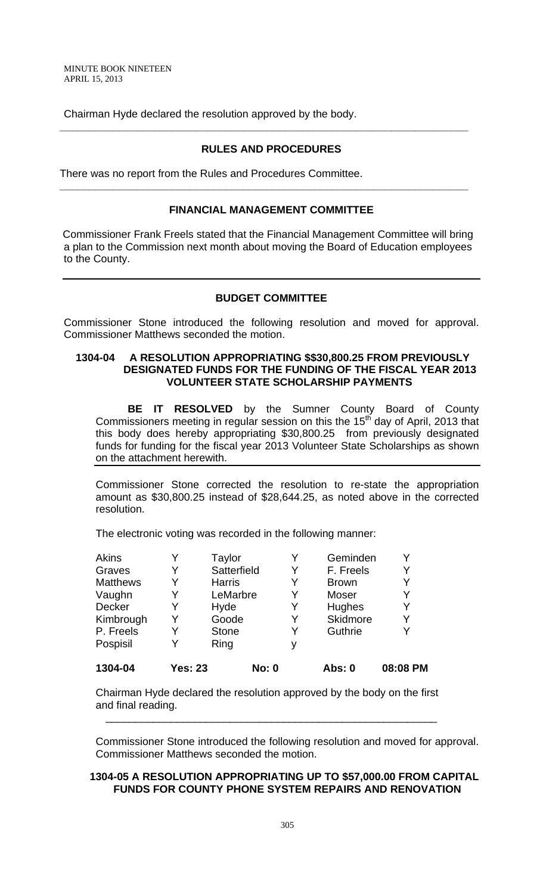Chairman Hyde declared the resolution approved by the body.

## RULES AND PROCEDURES

There was no report from the Rules and Procedures Committee.

## FINANCIAL MANAGEMENT COMMITTEE

Commissioner Frank Freels stated that the Financial Management Committee will bring a plan to the Commission next month about moving the Board of Education employees to the County.

## BUDGET COMMITTEE

Commissioner Stone introduced the following resolution and moved for approval. Commissioner Matthews seconded the motion.

**1304-04 A RESOLUTION APPROPRIATING $$30,800.25 FROM PREVIOUSLY DESIGNATED FUNDS FOR THE FUNDING OF THE FISCAL YEAR 2013 VOLUNTEER STATE SCHOLARSHIP PAYMENTS**

**BE IT RESOLVED** by the Sumner County Board of County Commissioners meeting in regular session on this the 15th day of April, 2013 that this body does hereby appropriating $30,800.25 from previously designated funds for funding for the fiscal year 2013 Volunteer State Scholarships as shown on the attachment herewith.

Commissioner Stone corrected the resolution to re-state the appropriation amount as $30,800.25 instead of $28,644.25, as noted above in the corrected resolution.

The electronic voting was recorded in the following manner:

| | | | | | |
|---|---|---|---|---|---|
| Akins | Y | Taylor | Y | Geminden | Y |
| Graves | Y | Satterfield | Y | F. Freels | Y |
| Matthews | Y | Harris | Y | Brown | Y |
| Vaughn | Y | LeMarbre | Y | Moser | Y |
| Decker | Y | Hyde | Y | Hughes | Y |
| Kimbrough | Y | Goode | Y | Skidmore | Y |
| P. Freels | Y | Stone | Y | Guthrie | Y |
| Pospisil | Y | Ring | y | | |
| **1304-04** | **Yes: 23** | | **No: 0** | **Abs: 0** | **08:08 PM** |

Chairman Hyde declared the resolution approved by the body on the first and final reading.

Commissioner Stone introduced the following resolution and moved for approval. Commissioner Matthews seconded the motion.

**1304-05 A RESOLUTION APPROPRIATING UP TO $57,000.00 FROM CAPITAL FUNDS FOR COUNTY PHONE SYSTEM REPAIRS AND RENOVATION**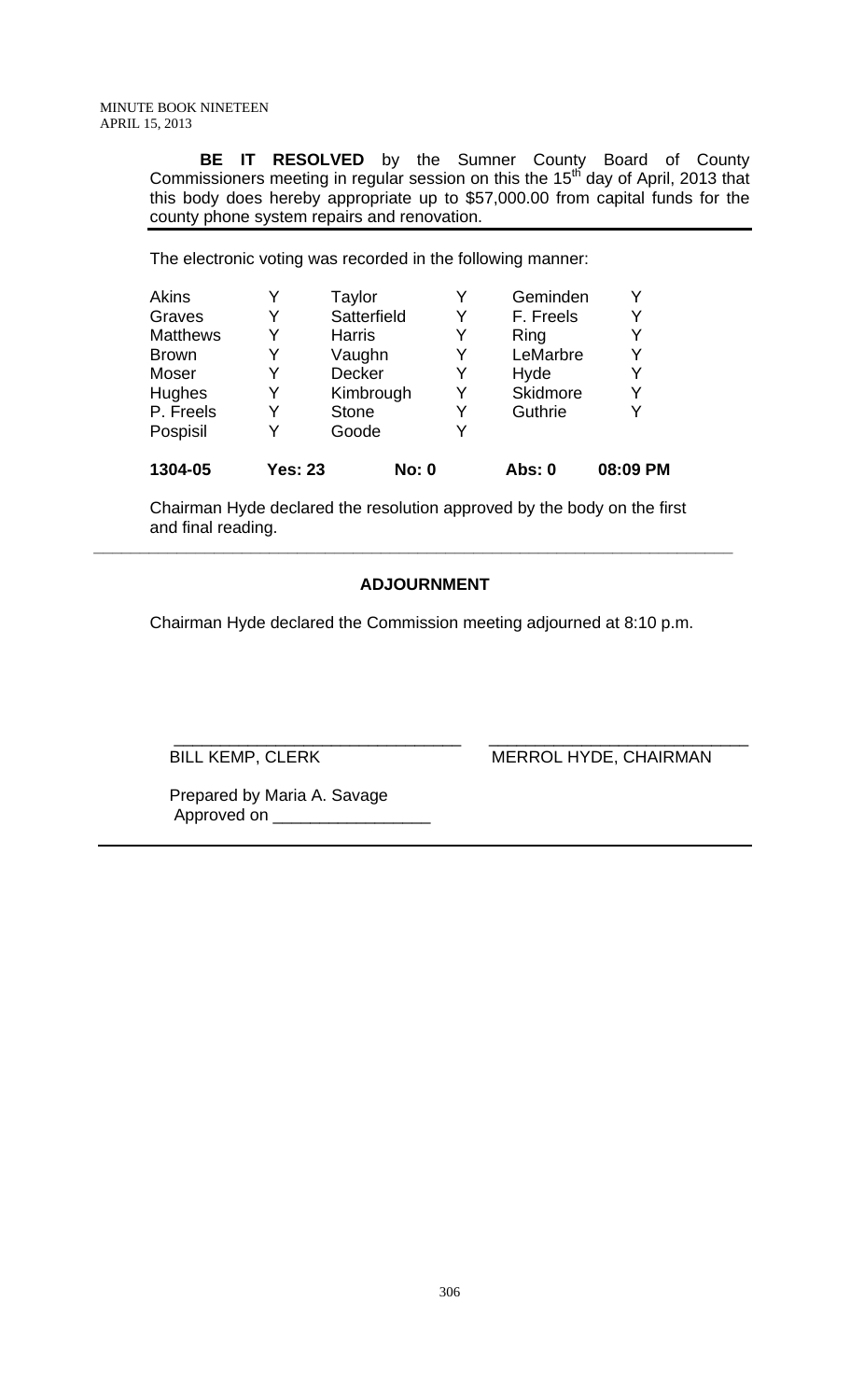**BE IT RESOLVED** by the Sumner County Board of County Commissioners meeting in regular session on this the 15th day of April, 2013 that this body does hereby appropriate up to $57,000.00 from capital funds for the county phone system repairs and renovation.

The electronic voting was recorded in the following manner:

| | | | | | |
|---|---|---|---|---|---|
| Akins | Y | Taylor | Y | Geminden | Y |
| Graves | Y | Satterfield | Y | F. Freels | Y |
| Matthews | Y | Harris | Y | Ring | Y |
| Brown | Y | Vaughn | Y | LeMarbre | Y |
| Moser | Y | Decker | Y | Hyde | Y |
| Hughes | Y | Kimbrough | Y | Skidmore | Y |
| P. Freels | Y | Stone | Y | Guthrie | Y |
| Pospisil | Y | Goode | Y | | |
| **1304-05** | **Yes: 23** | **No: 0** | | **Abs: 0** | **08:09 PM** |

Chairman Hyde declared the resolution approved by the body on the first and final reading.

---

## ADJOURNMENT

Chairman Hyde declared the Commission meeting adjourned at 8:10 p.m.

\_\_\_\_\_\_\_\_\_\_\_\_\_\_\_\_\_\_\_\_\_\_\_\_\_\_\_\_ \_\_\_\_\_\_\_\_\_\_\_\_\_\_\_\_\_\_\_\_\_\_\_\_\_\_\_\_

BILL KEMP, CLERK MERROL HYDE, CHAIRMAN

Prepared by Maria A. Savage
Approved on \_\_\_\_\_\_\_\_\_\_\_\_\_\_\_\_